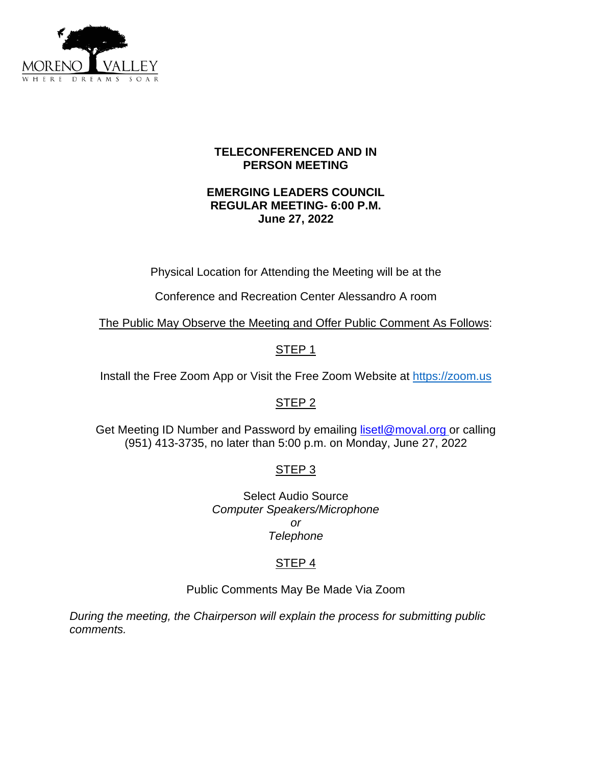MORENO VALLEY
WHERE DREAMS SOAR

**TELECONFERENCED AND IN PERSON MEETING**

**EMERGING LEADERS COUNCIL**
**REGULAR MEETING- 6:00 P.M.**
**June 27, 2022**

Physical Location for Attending the Meeting will be at the

Conference and Recreation Center Alessandro A room

The Public May Observe the Meeting and Offer Public Comment As Follows:

STEP 1

Install the Free Zoom App or Visit the Free Zoom Website at https://zoom.us

STEP 2

Get Meeting ID Number and Password by emailing lisetl@moval.org or calling (951) 413-3735, no later than 5:00 p.m. on Monday, June 27, 2022

STEP 3

Select Audio Source
*Computer Speakers/Microphone*
*or*
*Telephone*

STEP 4

Public Comments May Be Made Via Zoom

*During the meeting, the Chairperson will explain the process for submitting public comments.*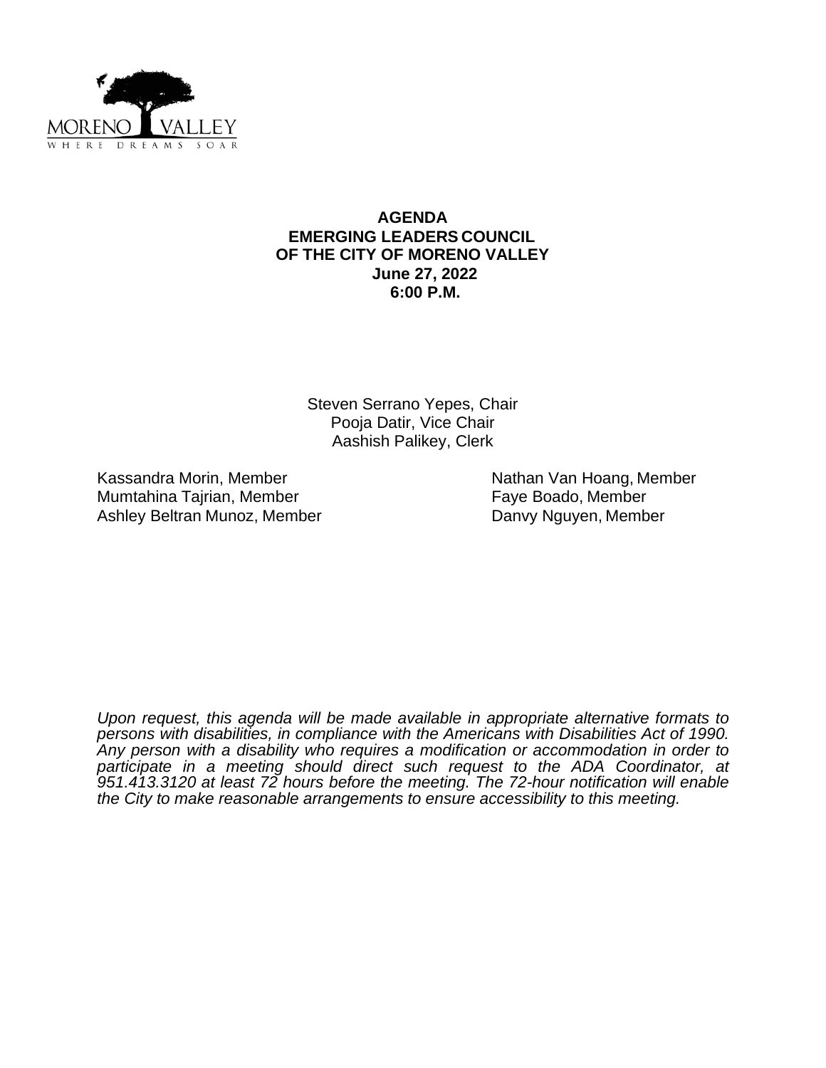**AGENDA**
**EMERGING LEADERS COUNCIL**
**OF THE CITY OF MORENO VALLEY**
**June 27, 2022**
**6:00 P.M.**

Steven Serrano Yepes, Chair
Pooja Datir, Vice Chair
Aashish Palikey, Clerk

Kassandra Morin, Member
Mumtahina Tajrian, Member
Ashley Beltran Munoz, Member
Nathan Van Hoang, Member
Faye Boado, Member
Danvy Nguyen, Member

*Upon request, this agenda will be made available in appropriate alternative formats to persons with disabilities, in compliance with the Americans with Disabilities Act of 1990. Any person with a disability who requires a modification or accommodation in order to participate in a meeting should direct such request to the ADA Coordinator, at 951.413.3120 at least 72 hours before the meeting. The 72-hour notification will enable the City to make reasonable arrangements to ensure accessibility to this meeting.*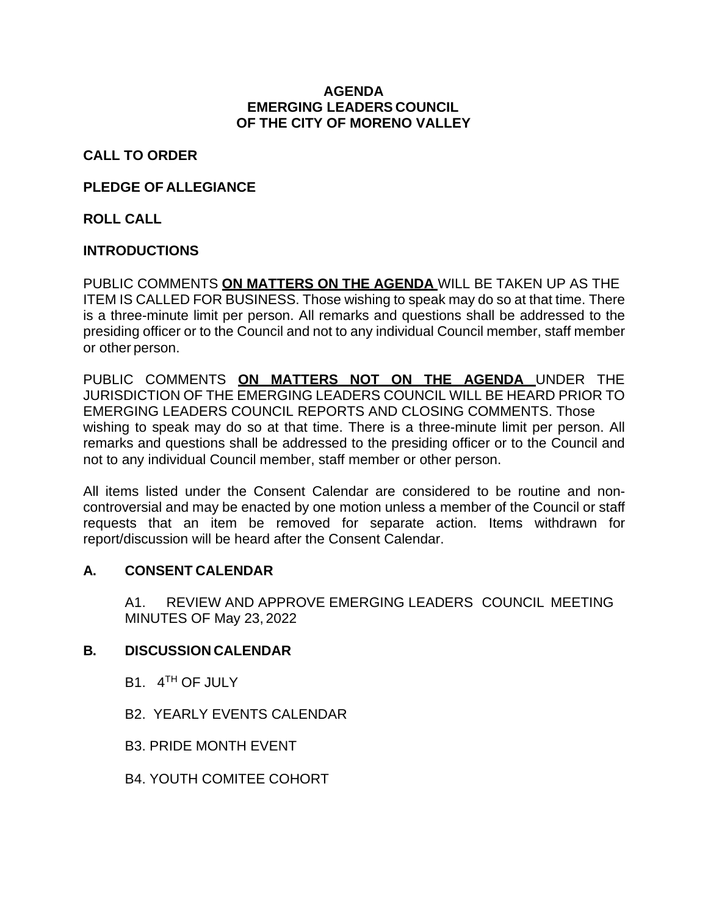**AGENDA**
**EMERGING LEADERS COUNCIL**
**OF THE CITY OF MORENO VALLEY**

**CALL TO ORDER**

**PLEDGE OF ALLEGIANCE**

**ROLL CALL**

**INTRODUCTIONS**

PUBLIC COMMENTS **ON MATTERS ON THE AGENDA** WILL BE TAKEN UP AS THE ITEM IS CALLED FOR BUSINESS. Those wishing to speak may do so at that time. There is a three-minute limit per person. All remarks and questions shall be addressed to the presiding officer or to the Council and not to any individual Council member, staff member or other person.

PUBLIC COMMENTS **ON MATTERS NOT ON THE AGENDA** UNDER THE JURISDICTION OF THE EMERGING LEADERS COUNCIL WILL BE HEARD PRIOR TO EMERGING LEADERS COUNCIL REPORTS AND CLOSING COMMENTS. Those wishing to speak may do so at that time. There is a three-minute limit per person. All remarks and questions shall be addressed to the presiding officer or to the Council and not to any individual Council member, staff member or other person.

All items listed under the Consent Calendar are considered to be routine and non-controversial and may be enacted by one motion unless a member of the Council or staff requests that an item be removed for separate action. Items withdrawn for report/discussion will be heard after the Consent Calendar.

## A. CONSENT CALENDAR

A1. REVIEW AND APPROVE EMERGING LEADERS COUNCIL MEETING MINUTES OF May 23, 2022

## B. DISCUSSION CALENDAR

B1. 4TH OF JULY

B2. YEARLY EVENTS CALENDAR

B3. PRIDE MONTH EVENT

B4. YOUTH COMITEE COHORT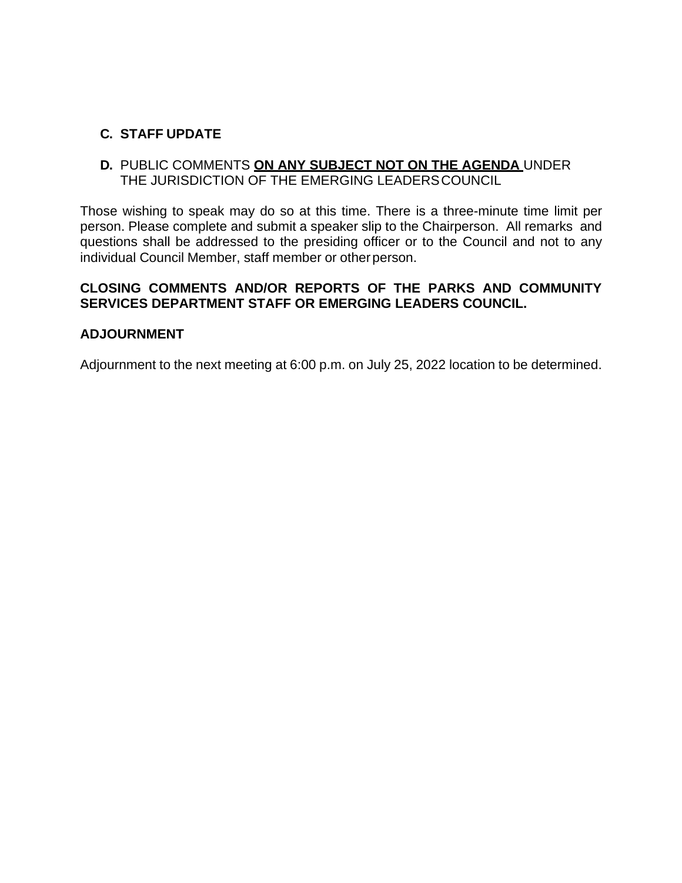**C. STAFF UPDATE**

**D.** PUBLIC COMMENTS **ON ANY SUBJECT NOT ON THE AGENDA** UNDER THE JURISDICTION OF THE EMERGING LEADERS COUNCIL

Those wishing to speak may do so at this time. There is a three-minute time limit per person. Please complete and submit a speaker slip to the Chairperson. All remarks and questions shall be addressed to the presiding officer or to the Council and not to any individual Council Member, staff member or other person.

**CLOSING COMMENTS AND/OR REPORTS OF THE PARKS AND COMMUNITY SERVICES DEPARTMENT STAFF OR EMERGING LEADERS COUNCIL.**

**ADJOURNMENT**

Adjournment to the next meeting at 6:00 p.m. on July 25, 2022 location to be determined.